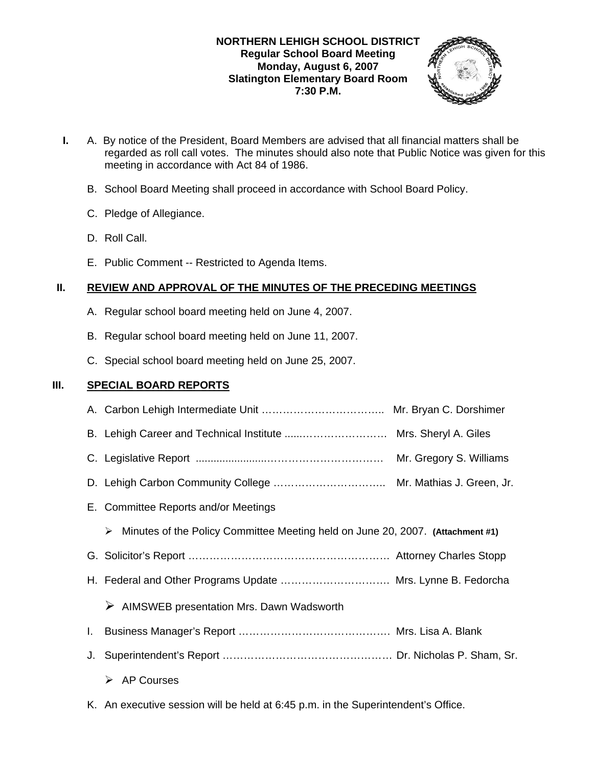**NORTHERN LEHIGH SCHOOL DISTRICT**
**Regular School Board Meeting**
**Monday, August 6, 2007**
**Slatington Elementary Board Room**
**7:30 P.M.**

**I.** A. By notice of the President, Board Members are advised that all financial matters shall be regarded as roll call votes. The minutes should also note that Public Notice was given for this meeting in accordance with Act 84 of 1986.

B. School Board Meeting shall proceed in accordance with School Board Policy.

C. Pledge of Allegiance.

D. Roll Call.

E. Public Comment -- Restricted to Agenda Items.

## II. REVIEW AND APPROVAL OF THE MINUTES OF THE PRECEDING MEETINGS

A. Regular school board meeting held on June 4, 2007.

B. Regular school board meeting held on June 11, 2007.

C. Special school board meeting held on June 25, 2007.

## III. SPECIAL BOARD REPORTS

A. Carbon Lehigh Intermediate Unit …………………………….. Mr. Bryan C. Dorshimer

B. Lehigh Career and Technical Institute ......…………………… Mrs. Sheryl A. Giles

C. Legislative Report .......................…………………………. Mr. Gregory S. Williams

D. Lehigh Carbon Community College ………………………….. Mr. Mathias J. Green, Jr.

E. Committee Reports and/or Meetings

- Minutes of the Policy Committee Meeting held on June 20, 2007. **(Attachment #1)**

G. Solicitor's Report …………………………………………………. Attorney Charles Stopp

H. Federal and Other Programs Update …………………………. Mrs. Lynne B. Fedorcha

- AIMSWEB presentation Mrs. Dawn Wadsworth

I. Business Manager's Report ……………………………………. Mrs. Lisa A. Blank

J. Superintendent's Report ………………………………………… Dr. Nicholas P. Sham, Sr.

- AP Courses

K. An executive session will be held at 6:45 p.m. in the Superintendent's Office.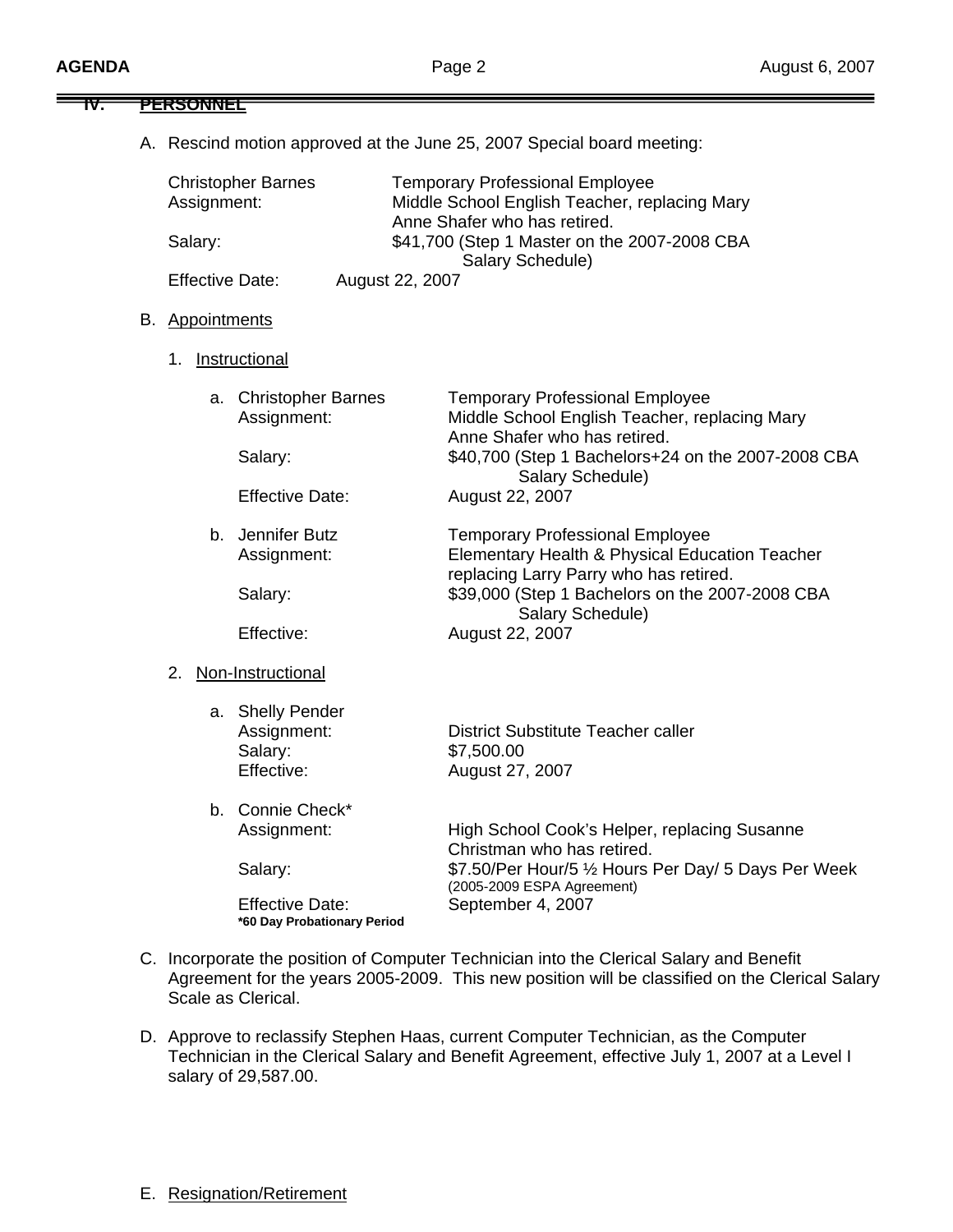## IV. PERSONNEL

A. Rescind motion approved at the June 25, 2007 Special board meeting:

   Christopher Barnes — Temporary Professional Employee
   Assignment: Middle School English Teacher, replacing Mary Anne Shafer who has retired.
   Salary: $41,700 (Step 1 Master on the 2007-2008 CBA Salary Schedule)
   Effective Date: August 22, 2007

B. Appointments

   1. Instructional

      a. Christopher Barnes — Temporary Professional Employee
         Assignment: Middle School English Teacher, replacing Mary Anne Shafer who has retired.
         Salary: $40,700 (Step 1 Bachelors+24 on the 2007-2008 CBA Salary Schedule)
         Effective Date: August 22, 2007

      b. Jennifer Butz — Temporary Professional Employee
         Assignment: Elementary Health & Physical Education Teacher replacing Larry Parry who has retired.
         Salary: $39,000 (Step 1 Bachelors on the 2007-2008 CBA Salary Schedule)
         Effective: August 22, 2007

   2. Non-Instructional

      a. Shelly Pender
         Assignment: District Substitute Teacher caller
         Salary: $7,500.00
         Effective: August 27, 2007

      b. Connie Check*
         Assignment: High School Cook's Helper, replacing Susanne Christman who has retired.
         Salary: $7.50/Per Hour/5 ½ Hours Per Day/ 5 Days Per Week (2005-2009 ESPA Agreement)
         Effective Date: September 4, 2007
         **\*60 Day Probationary Period**

C. Incorporate the position of Computer Technician into the Clerical Salary and Benefit Agreement for the years 2005-2009. This new position will be classified on the Clerical Salary Scale as Clerical.

D. Approve to reclassify Stephen Haas, current Computer Technician, as the Computer Technician in the Clerical Salary and Benefit Agreement, effective July 1, 2007 at a Level I salary of 29,587.00.

E. Resignation/Retirement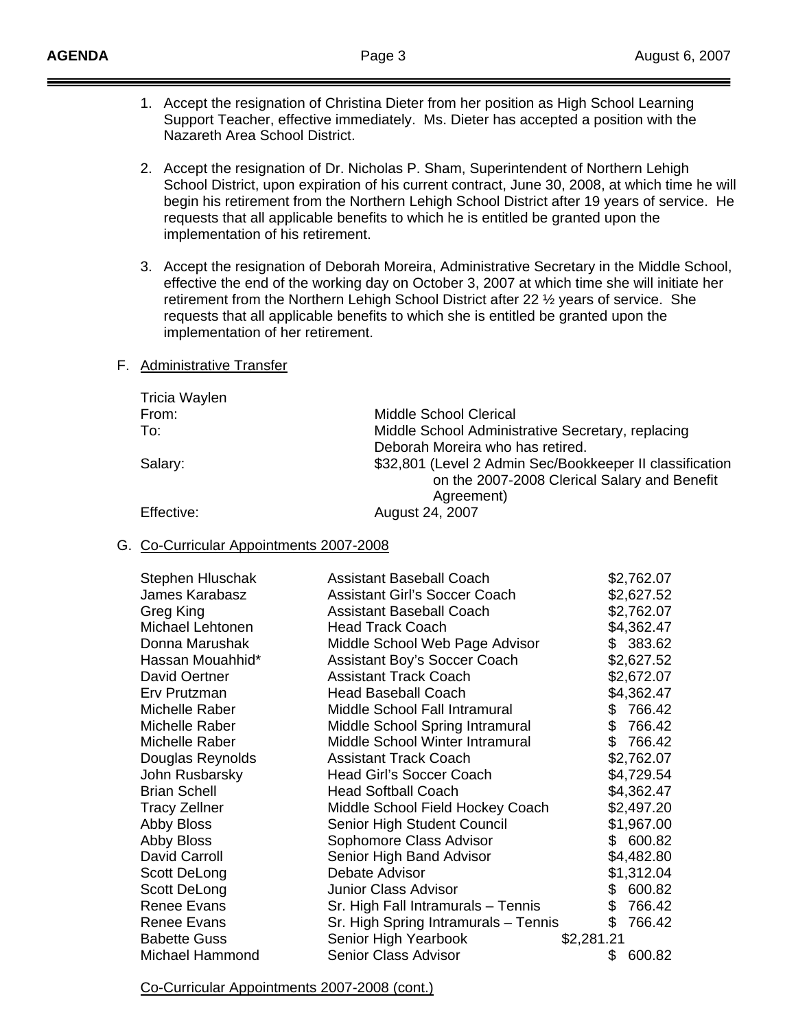1. Accept the resignation of Christina Dieter from her position as High School Learning Support Teacher, effective immediately. Ms. Dieter has accepted a position with the Nazareth Area School District.

2. Accept the resignation of Dr. Nicholas P. Sham, Superintendent of Northern Lehigh School District, upon expiration of his current contract, June 30, 2008, at which time he will begin his retirement from the Northern Lehigh School District after 19 years of service. He requests that all applicable benefits to which he is entitled be granted upon the implementation of his retirement.

3. Accept the resignation of Deborah Moreira, Administrative Secretary in the Middle School, effective the end of the working day on October 3, 2007 at which time she will initiate her retirement from the Northern Lehigh School District after 22 ½ years of service. She requests that all applicable benefits to which she is entitled be granted upon the implementation of her retirement.

F. Administrative Transfer

Tricia Waylen

| | |
|---|---|
| From: | Middle School Clerical |
| To: | Middle School Administrative Secretary, replacing Deborah Moreira who has retired. |
| Salary: | $32,801 (Level 2 Admin Sec/Bookkeeper II classification on the 2007-2008 Clerical Salary and Benefit Agreement) |
| Effective: | August 24, 2007 |

G. Co-Curricular Appointments 2007-2008

| | | |
|---|---|---|
| Stephen Hluschak | Assistant Baseball Coach | $2,762.07 |
| James Karabasz | Assistant Girl's Soccer Coach | $2,627.52 |
| Greg King | Assistant Baseball Coach | $2,762.07 |
| Michael Lehtonen | Head Track Coach | $4,362.47 |
| Donna Marushak | Middle School Web Page Advisor | $ 383.62 |
| Hassan Mouahhid* | Assistant Boy's Soccer Coach | $2,627.52 |
| David Oertner | Assistant Track Coach | $2,672.07 |
| Erv Prutzman | Head Baseball Coach | $4,362.47 |
| Michelle Raber | Middle School Fall Intramural | $ 766.42 |
| Michelle Raber | Middle School Spring Intramural | $ 766.42 |
| Michelle Raber | Middle School Winter Intramural | $ 766.42 |
| Douglas Reynolds | Assistant Track Coach | $2,762.07 |
| John Rusbarsky | Head Girl's Soccer Coach | $4,729.54 |
| Brian Schell | Head Softball Coach | $4,362.47 |
| Tracy Zellner | Middle School Field Hockey Coach | $2,497.20 |
| Abby Bloss | Senior High Student Council | $1,967.00 |
| Abby Bloss | Sophomore Class Advisor | $ 600.82 |
| David Carroll | Senior High Band Advisor | $4,482.80 |
| Scott DeLong | Debate Advisor | $1,312.04 |
| Scott DeLong | Junior Class Advisor | $ 600.82 |
| Renee Evans | Sr. High Fall Intramurals – Tennis | $ 766.42 |
| Renee Evans | Sr. High Spring Intramurals – Tennis | $ 766.42 |
| Babette Guss | Senior High Yearbook | $2,281.21 |
| Michael Hammond | Senior Class Advisor | $ 600.82 |

Co-Curricular Appointments 2007-2008 (cont.)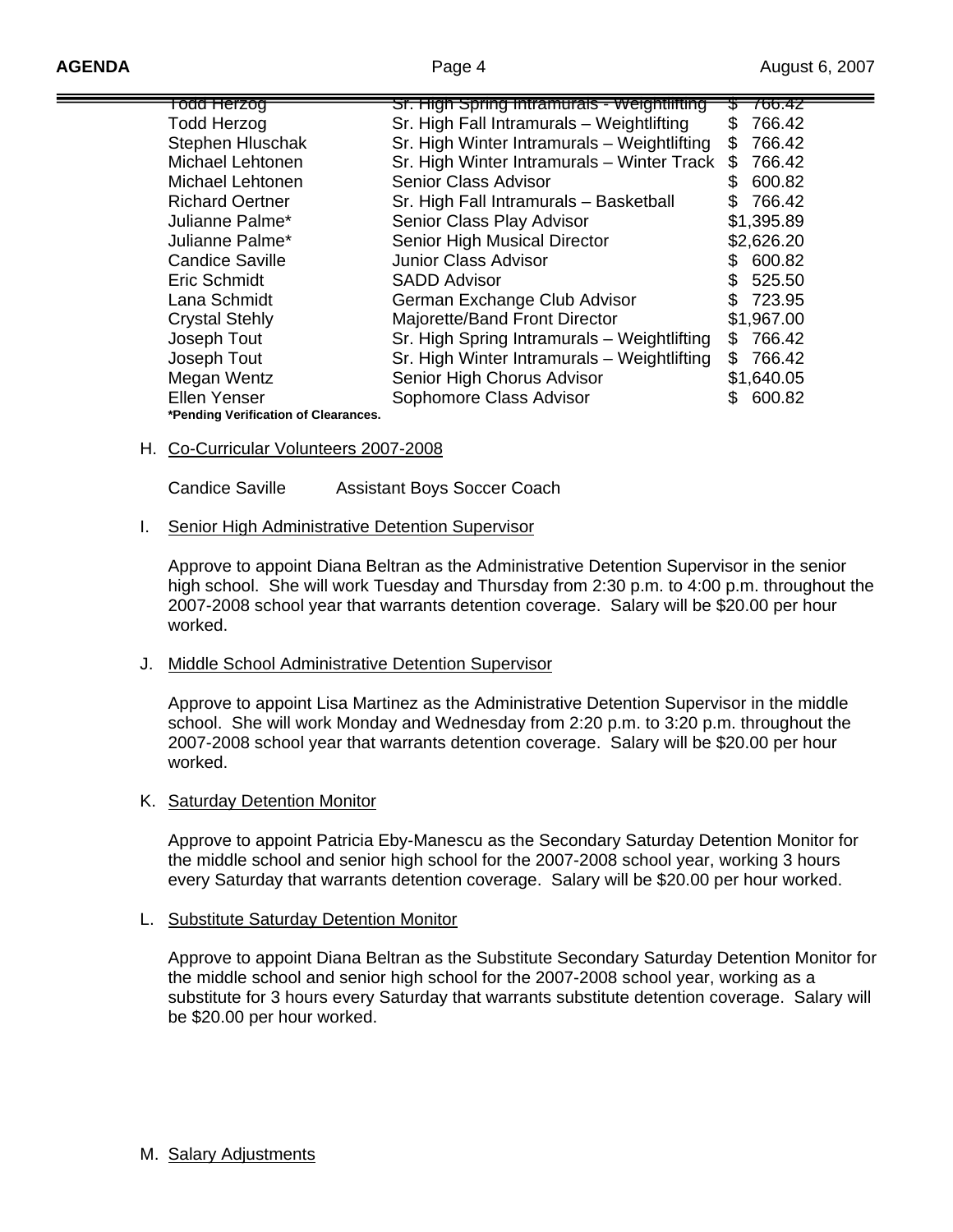| | | |
|---|---|---|
| Todd Herzog | Sr. High Spring Intramurals - Weightlifting | $ 766.42 |
| Todd Herzog | Sr. High Fall Intramurals – Weightlifting | $ 766.42 |
| Stephen Hluschak | Sr. High Winter Intramurals – Weightlifting | $ 766.42 |
| Michael Lehtonen | Sr. High Winter Intramurals – Winter Track | $ 766.42 |
| Michael Lehtonen | Senior Class Advisor | $ 600.82 |
| Richard Oertner | Sr. High Fall Intramurals – Basketball | $ 766.42 |
| Julianne Palme* | Senior Class Play Advisor | $1,395.89 |
| Julianne Palme* | Senior High Musical Director | $2,626.20 |
| Candice Saville | Junior Class Advisor | $ 600.82 |
| Eric Schmidt | SADD Advisor | $ 525.50 |
| Lana Schmidt | German Exchange Club Advisor | $ 723.95 |
| Crystal Stehly | Majorette/Band Front Director | $1,967.00 |
| Joseph Tout | Sr. High Spring Intramurals – Weightlifting | $ 766.42 |
| Joseph Tout | Sr. High Winter Intramurals – Weightlifting | $ 766.42 |
| Megan Wentz | Senior High Chorus Advisor | $1,640.05 |
| Ellen Yenser | Sophomore Class Advisor | $ 600.82 |

**\*Pending Verification of Clearances.**

H. Co-Curricular Volunteers 2007-2008

Candice Saville    Assistant Boys Soccer Coach

I. Senior High Administrative Detention Supervisor

Approve to appoint Diana Beltran as the Administrative Detention Supervisor in the senior high school. She will work Tuesday and Thursday from 2:30 p.m. to 4:00 p.m. throughout the 2007-2008 school year that warrants detention coverage. Salary will be $20.00 per hour worked.

J. Middle School Administrative Detention Supervisor

Approve to appoint Lisa Martinez as the Administrative Detention Supervisor in the middle school. She will work Monday and Wednesday from 2:20 p.m. to 3:20 p.m. throughout the 2007-2008 school year that warrants detention coverage. Salary will be $20.00 per hour worked.

K. Saturday Detention Monitor

Approve to appoint Patricia Eby-Manescu as the Secondary Saturday Detention Monitor for the middle school and senior high school for the 2007-2008 school year, working 3 hours every Saturday that warrants detention coverage. Salary will be $20.00 per hour worked.

L. Substitute Saturday Detention Monitor

Approve to appoint Diana Beltran as the Substitute Secondary Saturday Detention Monitor for the middle school and senior high school for the 2007-2008 school year, working as a substitute for 3 hours every Saturday that warrants substitute detention coverage. Salary will be $20.00 per hour worked.

M. Salary Adjustments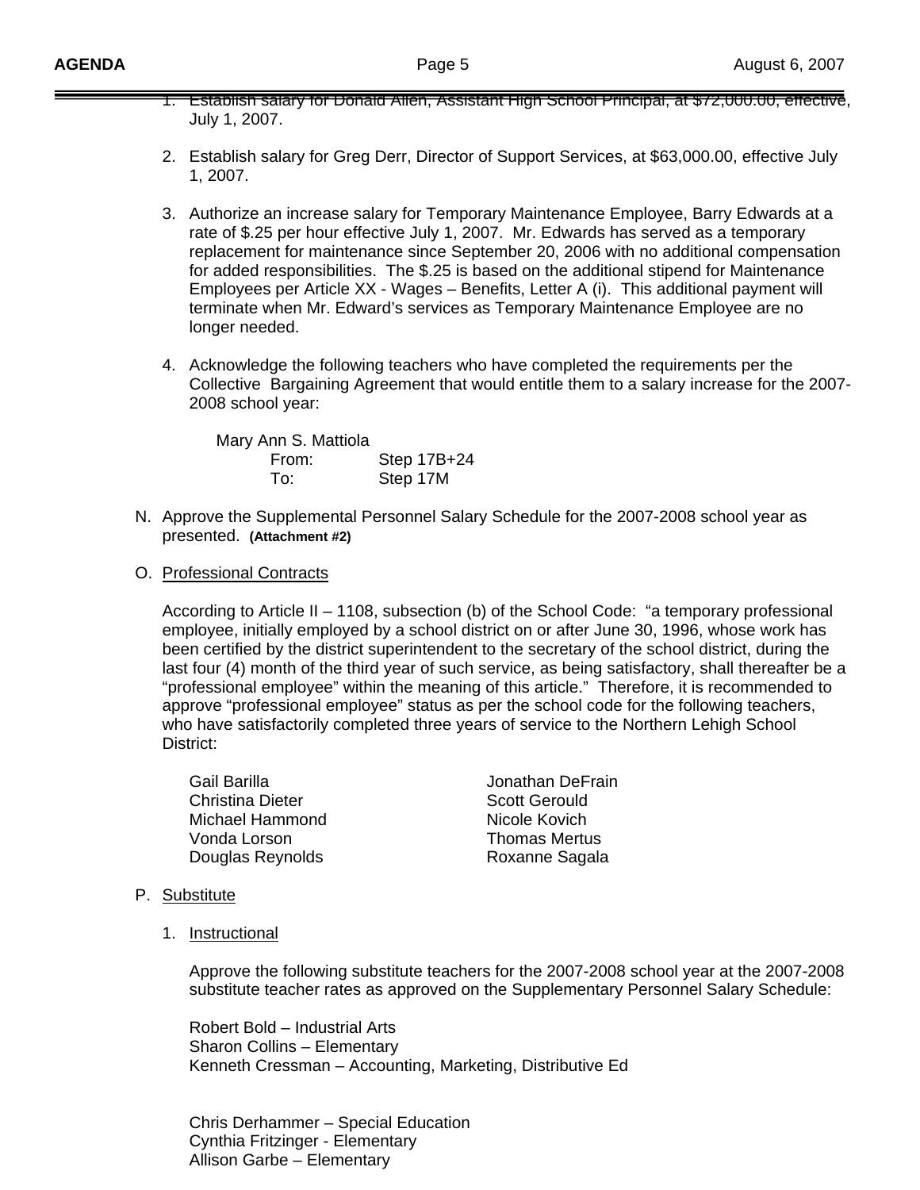1. Establish salary for Donald Allen, Assistant High School Principal, at $72,000.00, effective, July 1, 2007.

2. Establish salary for Greg Derr, Director of Support Services, at $63,000.00, effective July 1, 2007.

3. Authorize an increase salary for Temporary Maintenance Employee, Barry Edwards at a rate of $.25 per hour effective July 1, 2007. Mr. Edwards has served as a temporary replacement for maintenance since September 20, 2006 with no additional compensation for added responsibilities. The $.25 is based on the additional stipend for Maintenance Employees per Article XX - Wages – Benefits, Letter A (i). This additional payment will terminate when Mr. Edward's services as Temporary Maintenance Employee are no longer needed.

4. Acknowledge the following teachers who have completed the requirements per the Collective Bargaining Agreement that would entitle them to a salary increase for the 2007-2008 school year:

   Mary Ann S. Mattiola
   
   | | |
   |---|---|
   | From: | Step 17B+24 |
   | To: | Step 17M |

N. Approve the Supplemental Personnel Salary Schedule for the 2007-2008 school year as presented. **(Attachment #2)**

O. Professional Contracts

According to Article II – 1108, subsection (b) of the School Code: "a temporary professional employee, initially employed by a school district on or after June 30, 1996, whose work has been certified by the district superintendent to the secretary of the school district, during the last four (4) month of the third year of such service, as being satisfactory, shall thereafter be a "professional employee" within the meaning of this article." Therefore, it is recommended to approve "professional employee" status as per the school code for the following teachers, who have satisfactorily completed three years of service to the Northern Lehigh School District:

| | |
|---|---|
| Gail Barilla | Jonathan DeFrain |
| Christina Dieter | Scott Gerould |
| Michael Hammond | Nicole Kovich |
| Vonda Lorson | Thomas Mertus |
| Douglas Reynolds | Roxanne Sagala |

P. Substitute

1. Instructional

   Approve the following substitute teachers for the 2007-2008 school year at the 2007-2008 substitute teacher rates as approved on the Supplementary Personnel Salary Schedule:

   Robert Bold – Industrial Arts
   Sharon Collins – Elementary
   Kenneth Cressman – Accounting, Marketing, Distributive Ed

   Chris Derhammer – Special Education
   Cynthia Fritzinger - Elementary
   Allison Garbe – Elementary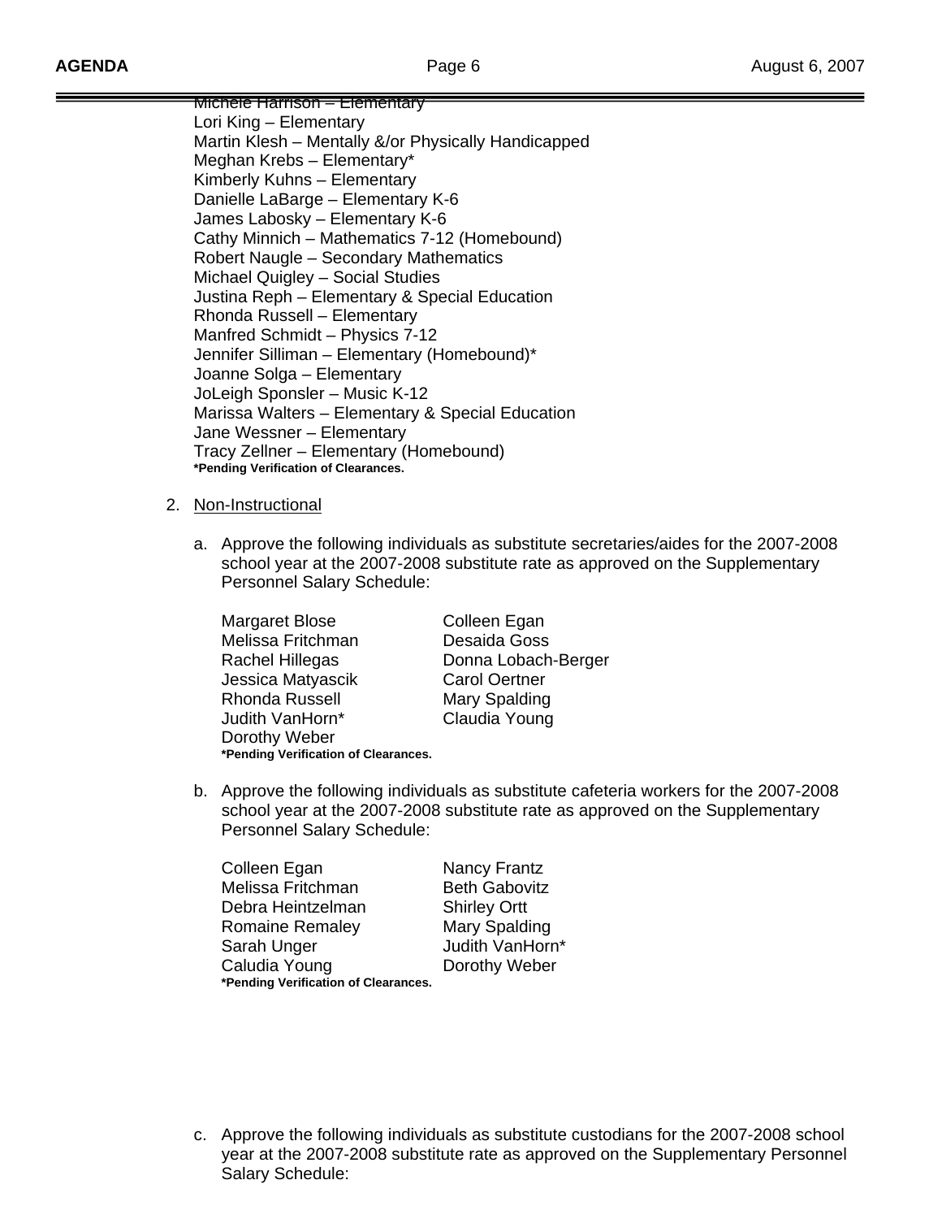Michele Harrison – Elementary
Lori King – Elementary
Martin Klesh – Mentally &/or Physically Handicapped
Meghan Krebs – Elementary*
Kimberly Kuhns – Elementary
Danielle LaBarge – Elementary K-6
James Labosky – Elementary K-6
Cathy Minnich – Mathematics 7-12 (Homebound)
Robert Naugle – Secondary Mathematics
Michael Quigley – Social Studies
Justina Reph – Elementary & Special Education
Rhonda Russell – Elementary
Manfred Schmidt – Physics 7-12
Jennifer Silliman – Elementary (Homebound)*
Joanne Solga – Elementary
JoLeigh Sponsler – Music K-12
Marissa Walters – Elementary & Special Education
Jane Wessner – Elementary
Tracy Zellner – Elementary (Homebound)
**\*Pending Verification of Clearances.**

2. Non-Instructional

   a. Approve the following individuals as substitute secretaries/aides for the 2007-2008 school year at the 2007-2008 substitute rate as approved on the Supplementary Personnel Salary Schedule:

   | | |
   |---|---|
   | Margaret Blose | Colleen Egan |
   | Melissa Fritchman | Desaida Goss |
   | Rachel Hillegas | Donna Lobach-Berger |
   | Jessica Matyascik | Carol Oertner |
   | Rhonda Russell | Mary Spalding |
   | Judith VanHorn* | Claudia Young |
   | Dorothy Weber | |

   **\*Pending Verification of Clearances.**

   b. Approve the following individuals as substitute cafeteria workers for the 2007-2008 school year at the 2007-2008 substitute rate as approved on the Supplementary Personnel Salary Schedule:

   | | |
   |---|---|
   | Colleen Egan | Nancy Frantz |
   | Melissa Fritchman | Beth Gabovitz |
   | Debra Heintzelman | Shirley Ortt |
   | Romaine Remaley | Mary Spalding |
   | Sarah Unger | Judith VanHorn* |
   | Caludia Young | Dorothy Weber |

   **\*Pending Verification of Clearances.**

   c. Approve the following individuals as substitute custodians for the 2007-2008 school year at the 2007-2008 substitute rate as approved on the Supplementary Personnel Salary Schedule: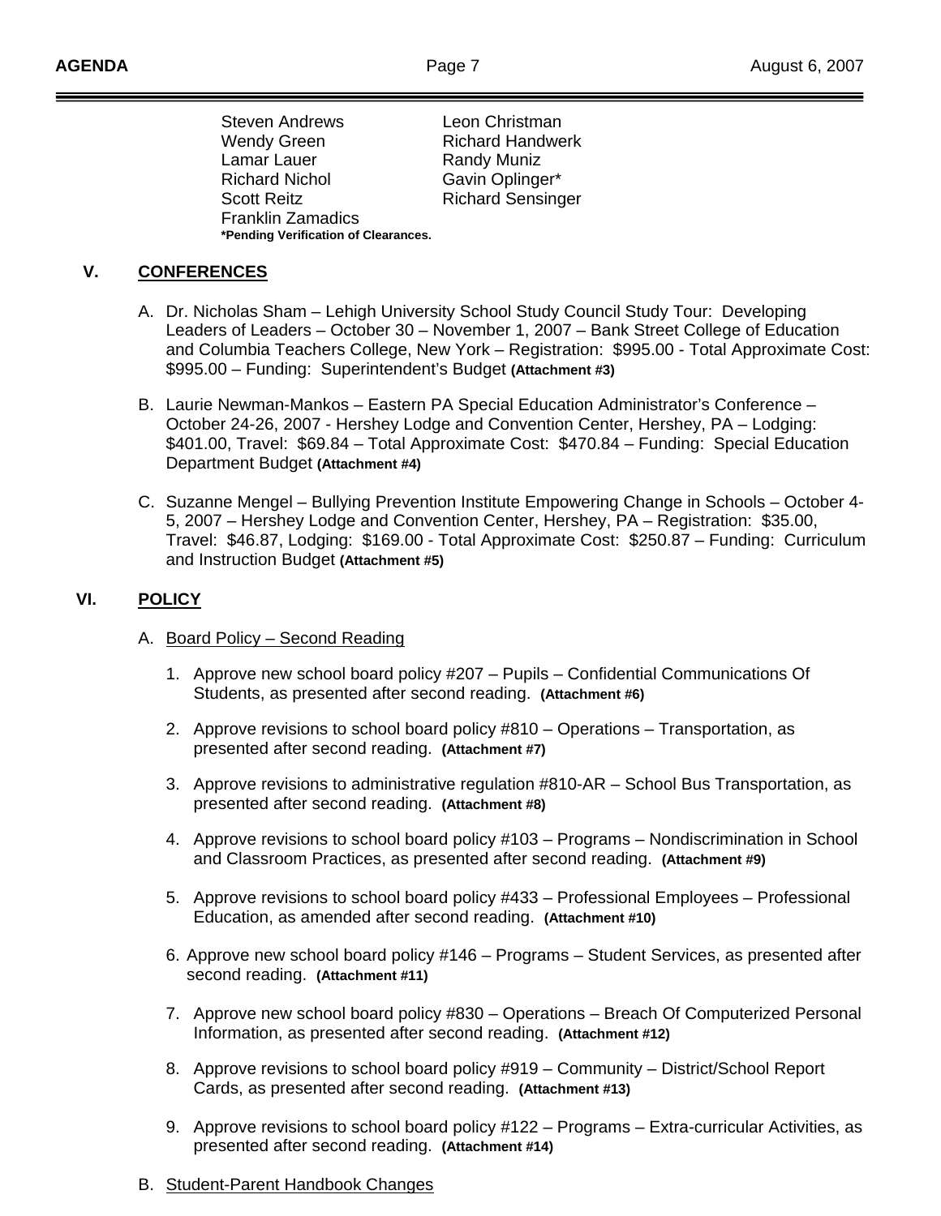| | |
|---|---|
| Steven Andrews | Leon Christman |
| Wendy Green | Richard Handwerk |
| Lamar Lauer | Randy Muniz |
| Richard Nichol | Gavin Oplinger* |
| Scott Reitz | Richard Sensinger |
| Franklin Zamadics | |

**\*Pending Verification of Clearances.**

## V. CONFERENCES

A. Dr. Nicholas Sham – Lehigh University School Study Council Study Tour: Developing Leaders of Leaders – October 30 – November 1, 2007 – Bank Street College of Education and Columbia Teachers College, New York – Registration: $995.00 - Total Approximate Cost: $995.00 – Funding: Superintendent's Budget **(Attachment #3)**

B. Laurie Newman-Mankos – Eastern PA Special Education Administrator's Conference – October 24-26, 2007 - Hershey Lodge and Convention Center, Hershey, PA – Lodging: $401.00, Travel: $69.84 – Total Approximate Cost: $470.84 – Funding: Special Education Department Budget **(Attachment #4)**

C. Suzanne Mengel – Bullying Prevention Institute Empowering Change in Schools – October 4-5, 2007 – Hershey Lodge and Convention Center, Hershey, PA – Registration: $35.00, Travel: $46.87, Lodging: $169.00 - Total Approximate Cost: $250.87 – Funding: Curriculum and Instruction Budget **(Attachment #5)**

## VI. POLICY

A. Board Policy – Second Reading

1. Approve new school board policy #207 – Pupils – Confidential Communications Of Students, as presented after second reading. **(Attachment #6)**
2. Approve revisions to school board policy #810 – Operations – Transportation, as presented after second reading. **(Attachment #7)**
3. Approve revisions to administrative regulation #810-AR – School Bus Transportation, as presented after second reading. **(Attachment #8)**
4. Approve revisions to school board policy #103 – Programs – Nondiscrimination in School and Classroom Practices, as presented after second reading. **(Attachment #9)**
5. Approve revisions to school board policy #433 – Professional Employees – Professional Education, as amended after second reading. **(Attachment #10)**
6. Approve new school board policy #146 – Programs – Student Services, as presented after second reading. **(Attachment #11)**
7. Approve new school board policy #830 – Operations – Breach Of Computerized Personal Information, as presented after second reading. **(Attachment #12)**
8. Approve revisions to school board policy #919 – Community – District/School Report Cards, as presented after second reading. **(Attachment #13)**
9. Approve revisions to school board policy #122 – Programs – Extra-curricular Activities, as presented after second reading. **(Attachment #14)**

B. Student-Parent Handbook Changes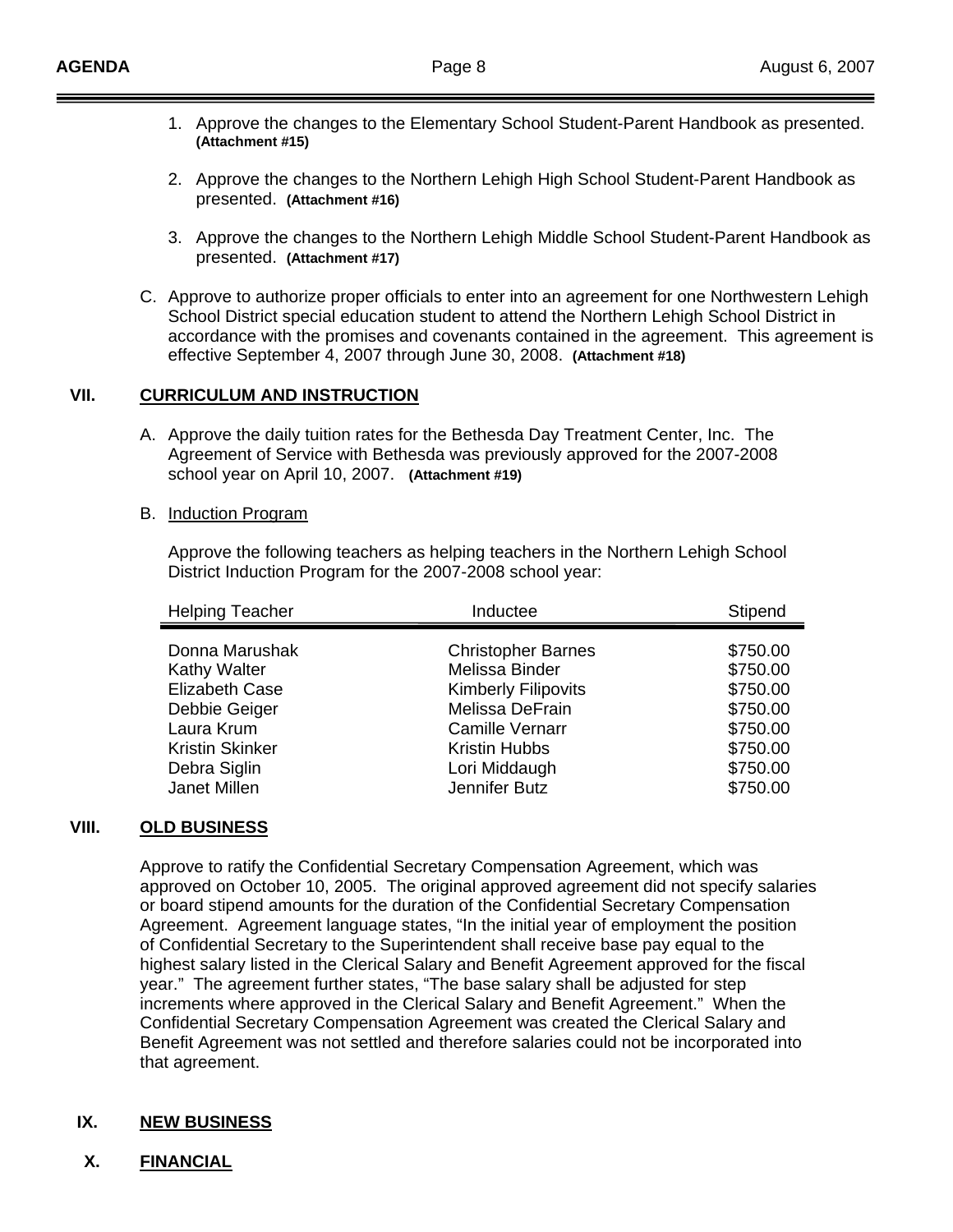1. Approve the changes to the Elementary School Student-Parent Handbook as presented. **(Attachment #15)**

2. Approve the changes to the Northern Lehigh High School Student-Parent Handbook as presented. **(Attachment #16)**

3. Approve the changes to the Northern Lehigh Middle School Student-Parent Handbook as presented. **(Attachment #17)**

C. Approve to authorize proper officials to enter into an agreement for one Northwestern Lehigh School District special education student to attend the Northern Lehigh School District in accordance with the promises and covenants contained in the agreement. This agreement is effective September 4, 2007 through June 30, 2008. **(Attachment #18)**

## VII. CURRICULUM AND INSTRUCTION

A. Approve the daily tuition rates for the Bethesda Day Treatment Center, Inc. The Agreement of Service with Bethesda was previously approved for the 2007-2008 school year on April 10, 2007. **(Attachment #19)**

B. Induction Program

Approve the following teachers as helping teachers in the Northern Lehigh School District Induction Program for the 2007-2008 school year:

| Helping Teacher | Inductee | Stipend |
|---|---|---|
| Donna Marushak | Christopher Barnes | $750.00 |
| Kathy Walter | Melissa Binder | $750.00 |
| Elizabeth Case | Kimberly Filipovits | $750.00 |
| Debbie Geiger | Melissa DeFrain | $750.00 |
| Laura Krum | Camille Vernarr | $750.00 |
| Kristin Skinker | Kristin Hubbs | $750.00 |
| Debra Siglin | Lori Middaugh | $750.00 |
| Janet Millen | Jennifer Butz | $750.00 |

## VIII. OLD BUSINESS

Approve to ratify the Confidential Secretary Compensation Agreement, which was approved on October 10, 2005. The original approved agreement did not specify salaries or board stipend amounts for the duration of the Confidential Secretary Compensation Agreement. Agreement language states, "In the initial year of employment the position of Confidential Secretary to the Superintendent shall receive base pay equal to the highest salary listed in the Clerical Salary and Benefit Agreement approved for the fiscal year." The agreement further states, "The base salary shall be adjusted for step increments where approved in the Clerical Salary and Benefit Agreement." When the Confidential Secretary Compensation Agreement was created the Clerical Salary and Benefit Agreement was not settled and therefore salaries could not be incorporated into that agreement.

## IX. NEW BUSINESS

## X. FINANCIAL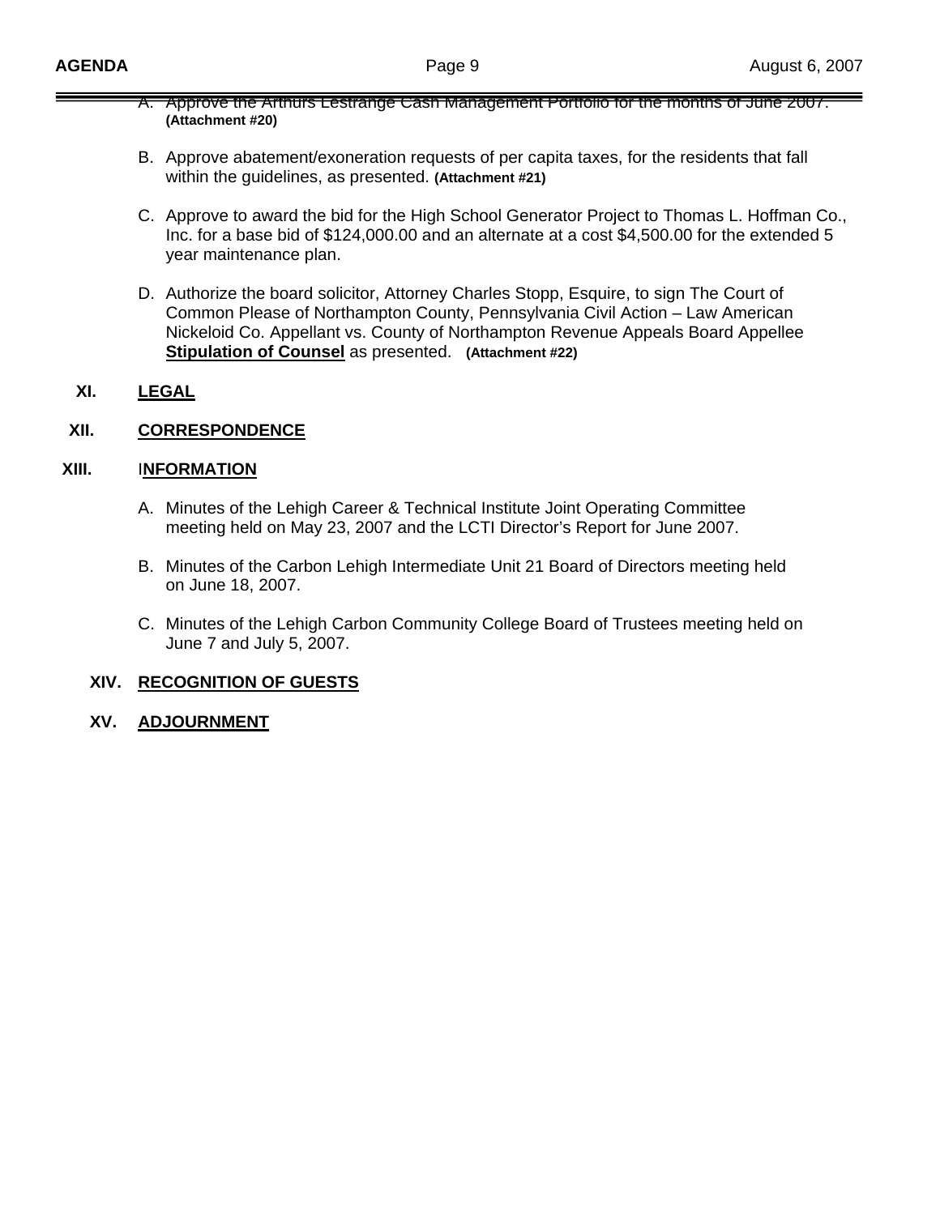A. Approve the Arthurs Lestrange Cash Management Portfolio for the months of June 2007. **(Attachment #20)**

B. Approve abatement/exoneration requests of per capita taxes, for the residents that fall within the guidelines, as presented. **(Attachment #21)**

C. Approve to award the bid for the High School Generator Project to Thomas L. Hoffman Co., Inc. for a base bid of $124,000.00 and an alternate at a cost $4,500.00 for the extended 5 year maintenance plan.

D. Authorize the board solicitor, Attorney Charles Stopp, Esquire, to sign The Court of Common Please of Northampton County, Pennsylvania Civil Action – Law American Nickeloid Co. Appellant vs. County of Northampton Revenue Appeals Board Appellee **Stipulation of Counsel** as presented. **(Attachment #22)**

## XI. LEGAL

## XII. CORRESPONDENCE

## XIII. INFORMATION

A. Minutes of the Lehigh Career & Technical Institute Joint Operating Committee meeting held on May 23, 2007 and the LCTI Director's Report for June 2007.

B. Minutes of the Carbon Lehigh Intermediate Unit 21 Board of Directors meeting held on June 18, 2007.

C. Minutes of the Lehigh Carbon Community College Board of Trustees meeting held on June 7 and July 5, 2007.

## XIV. RECOGNITION OF GUESTS

## XV. ADJOURNMENT